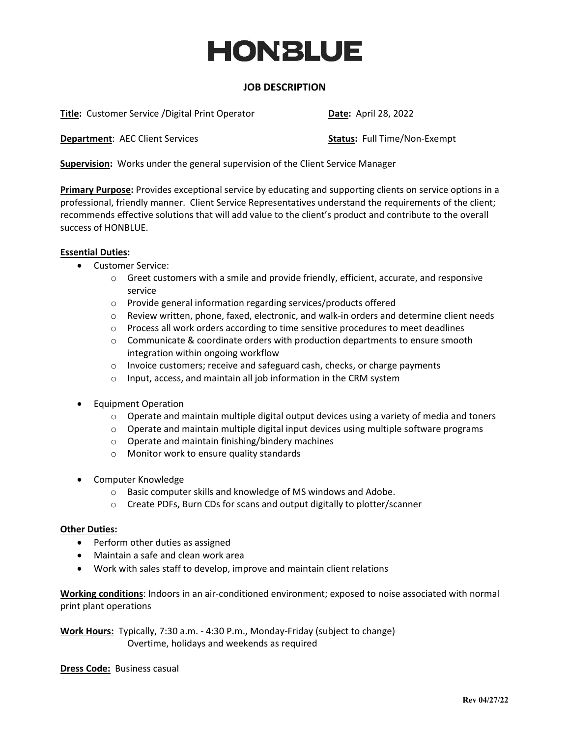# HONBLUE

## JOB DESCRIPTION

**Title:** Customer Service /Digital Print Operator **Date:** April 28, 2022

**Department**: AEC Client Services **Status:** Full Time/Non-Exempt

**Supervision:** Works under the general supervision of the Client Service Manager

**Primary Purpose:** Provides exceptional service by educating and supporting clients on service options in a professional, friendly manner. Client Service Representatives understand the requirements of the client; recommends effective solutions that will add value to the client's product and contribute to the overall success of HONBLUE.

**Essential Duties:**

- Customer Service:
  - Greet customers with a smile and provide friendly, efficient, accurate, and responsive service
  - Provide general information regarding services/products offered
  - Review written, phone, faxed, electronic, and walk-in orders and determine client needs
  - Process all work orders according to time sensitive procedures to meet deadlines
  - Communicate & coordinate orders with production departments to ensure smooth integration within ongoing workflow
  - Invoice customers; receive and safeguard cash, checks, or charge payments
  - Input, access, and maintain all job information in the CRM system
- Equipment Operation
  - Operate and maintain multiple digital output devices using a variety of media and toners
  - Operate and maintain multiple digital input devices using multiple software programs
  - Operate and maintain finishing/bindery machines
  - Monitor work to ensure quality standards
- Computer Knowledge
  - Basic computer skills and knowledge of MS windows and Adobe.
  - Create PDFs, Burn CDs for scans and output digitally to plotter/scanner

**Other Duties:**

- Perform other duties as assigned
- Maintain a safe and clean work area
- Work with sales staff to develop, improve and maintain client relations

**Working conditions**: Indoors in an air-conditioned environment; exposed to noise associated with normal print plant operations

**Work Hours:** Typically, 7:30 a.m. - 4:30 P.m., Monday-Friday (subject to change)
Overtime, holidays and weekends as required

**Dress Code:** Business casual

Rev 04/27/22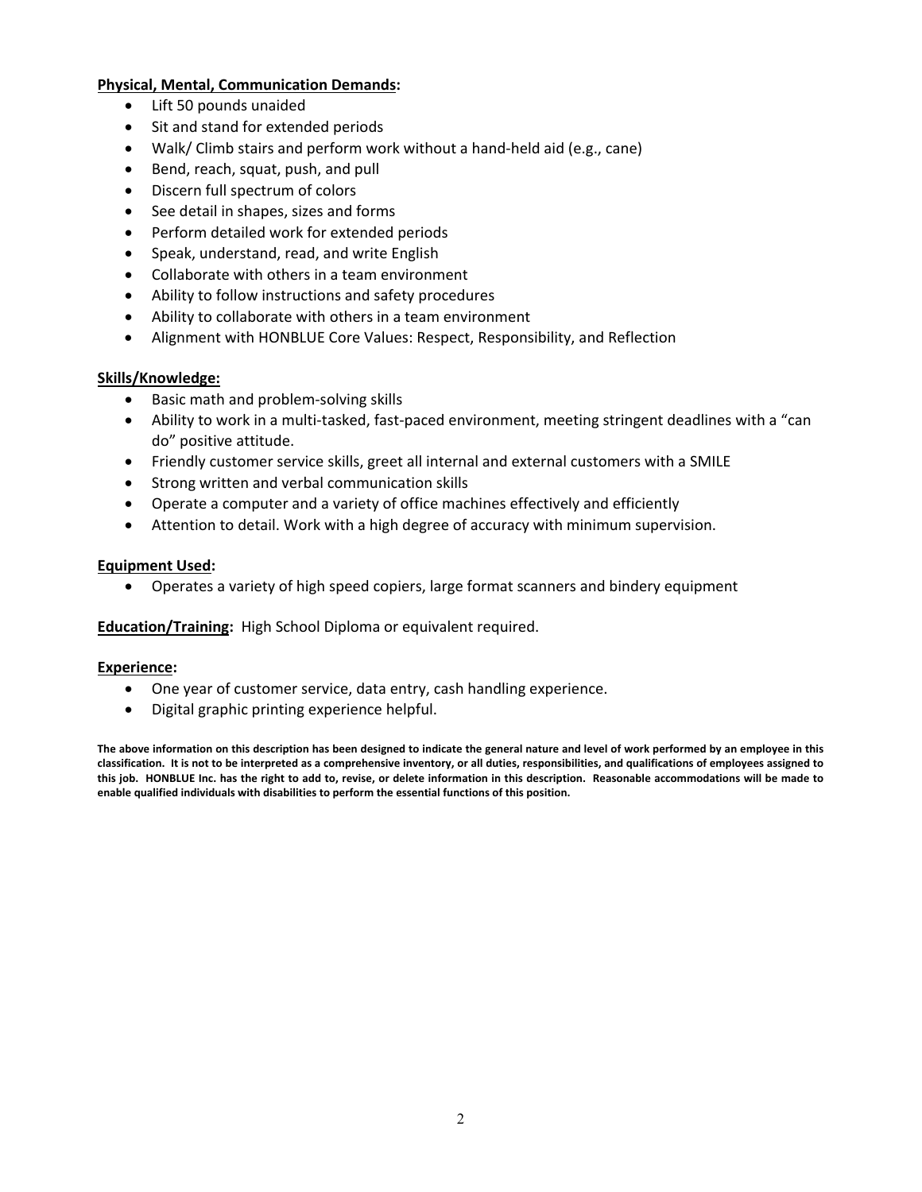**Physical, Mental, Communication Demands:**

- Lift 50 pounds unaided
- Sit and stand for extended periods
- Walk/ Climb stairs and perform work without a hand-held aid (e.g., cane)
- Bend, reach, squat, push, and pull
- Discern full spectrum of colors
- See detail in shapes, sizes and forms
- Perform detailed work for extended periods
- Speak, understand, read, and write English
- Collaborate with others in a team environment
- Ability to follow instructions and safety procedures
- Ability to collaborate with others in a team environment
- Alignment with HONBLUE Core Values: Respect, Responsibility, and Reflection

**Skills/Knowledge:**

- Basic math and problem-solving skills
- Ability to work in a multi-tasked, fast-paced environment, meeting stringent deadlines with a "can do" positive attitude.
- Friendly customer service skills, greet all internal and external customers with a SMILE
- Strong written and verbal communication skills
- Operate a computer and a variety of office machines effectively and efficiently
- Attention to detail. Work with a high degree of accuracy with minimum supervision.

**Equipment Used:**

- Operates a variety of high speed copiers, large format scanners and bindery equipment

**Education/Training:** High School Diploma or equivalent required.

**Experience:**

- One year of customer service, data entry, cash handling experience.
- Digital graphic printing experience helpful.

**The above information on this description has been designed to indicate the general nature and level of work performed by an employee in this classification. It is not to be interpreted as a comprehensive inventory, or all duties, responsibilities, and qualifications of employees assigned to this job. HONBLUE Inc. has the right to add to, revise, or delete information in this description. Reasonable accommodations will be made to enable qualified individuals with disabilities to perform the essential functions of this position.**